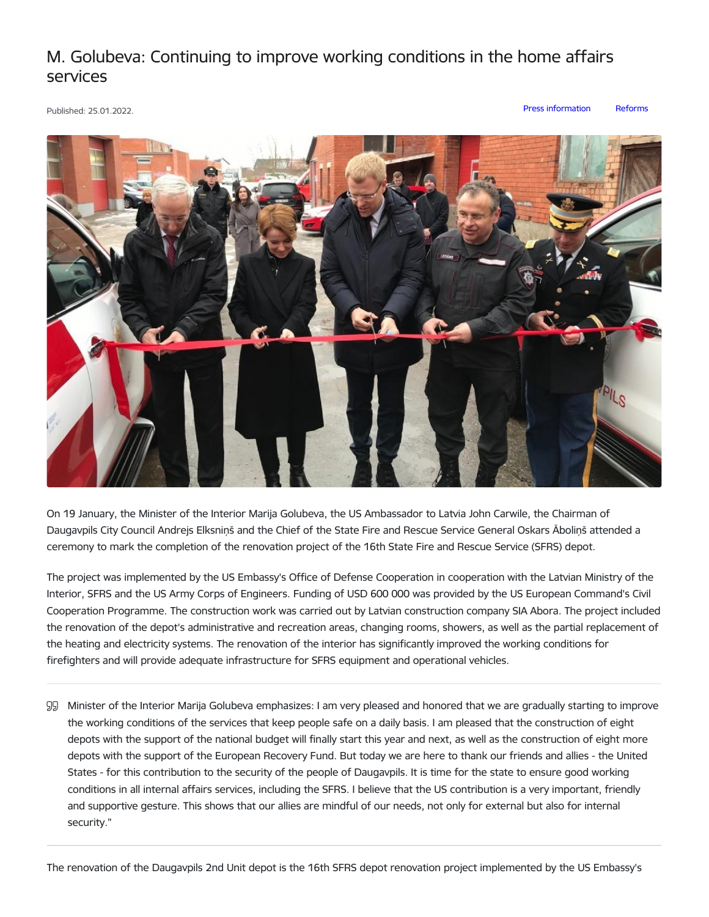# M. Golubeva: Continuing to improve working conditions in the home affairs services

Published: 25.01.2022.

Press information Reforms

On 19 January, the Minister of the Interior Marija Golubeva, the US Ambassador to Latvia John Carwile, the Chairman of Daugavpils City Council Andrejs Elksniņš and the Chief of the State Fire and Rescue Service General Oskars Āboliņš attended a ceremony to mark the completion of the renovation project of the 16th State Fire and Rescue Service (SFRS) depot.

The project was implemented by the US Embassy's Office of Defense Cooperation in cooperation with the Latvian Ministry of the Interior, SFRS and the US Army Corps of Engineers. Funding of USD 600 000 was provided by the US European Command's Civil Cooperation Programme. The construction work was carried out by Latvian construction company SIA Abora. The project included the renovation of the depot's administrative and recreation areas, changing rooms, showers, as well as the partial replacement of the heating and electricity systems. The renovation of the interior has significantly improved the working conditions for firefighters and will provide adequate infrastructure for SFRS equipment and operational vehicles.

> Minister of the Interior Marija Golubeva emphasizes: I am very pleased and honored that we are gradually starting to improve the working conditions of the services that keep people safe on a daily basis. I am pleased that the construction of eight depots with the support of the national budget will finally start this year and next, as well as the construction of eight more depots with the support of the European Recovery Fund. But today we are here to thank our friends and allies - the United States - for this contribution to the security of the people of Daugavpils. It is time for the state to ensure good working conditions in all internal affairs services, including the SFRS. I believe that the US contribution is a very important, friendly and supportive gesture. This shows that our allies are mindful of our needs, not only for external but also for internal security."

The renovation of the Daugavpils 2nd Unit depot is the 16th SFRS depot renovation project implemented by the US Embassy's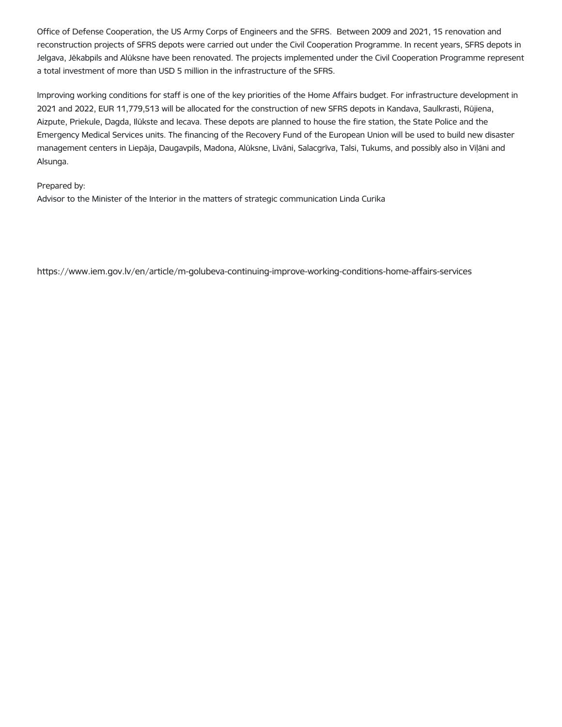Office of Defense Cooperation, the US Army Corps of Engineers and the SFRS.  Between 2009 and 2021, 15 renovation and reconstruction projects of SFRS depots were carried out under the Civil Cooperation Programme. In recent years, SFRS depots in Jelgava, Jēkabpils and Alūksne have been renovated. The projects implemented under the Civil Cooperation Programme represent a total investment of more than USD 5 million in the infrastructure of the SFRS.

Improving working conditions for staff is one of the key priorities of the Home Affairs budget. For infrastructure development in 2021 and 2022, EUR 11,779,513 will be allocated for the construction of new SFRS depots in Kandava, Saulkrasti, Rūjiena, Aizpute, Priekule, Dagda, Ilūkste and Iecava. These depots are planned to house the fire station, the State Police and the Emergency Medical Services units. The financing of the Recovery Fund of the European Union will be used to build new disaster management centers in Liepāja, Daugavpils, Madona, Alūksne, Līvāni, Salacgrīva, Talsi, Tukums, and possibly also in Viļāni and Alsunga.

Prepared by:
Advisor to the Minister of the Interior in the matters of strategic communication Linda Curika

https://www.iem.gov.lv/en/article/m-golubeva-continuing-improve-working-conditions-home-affairs-services